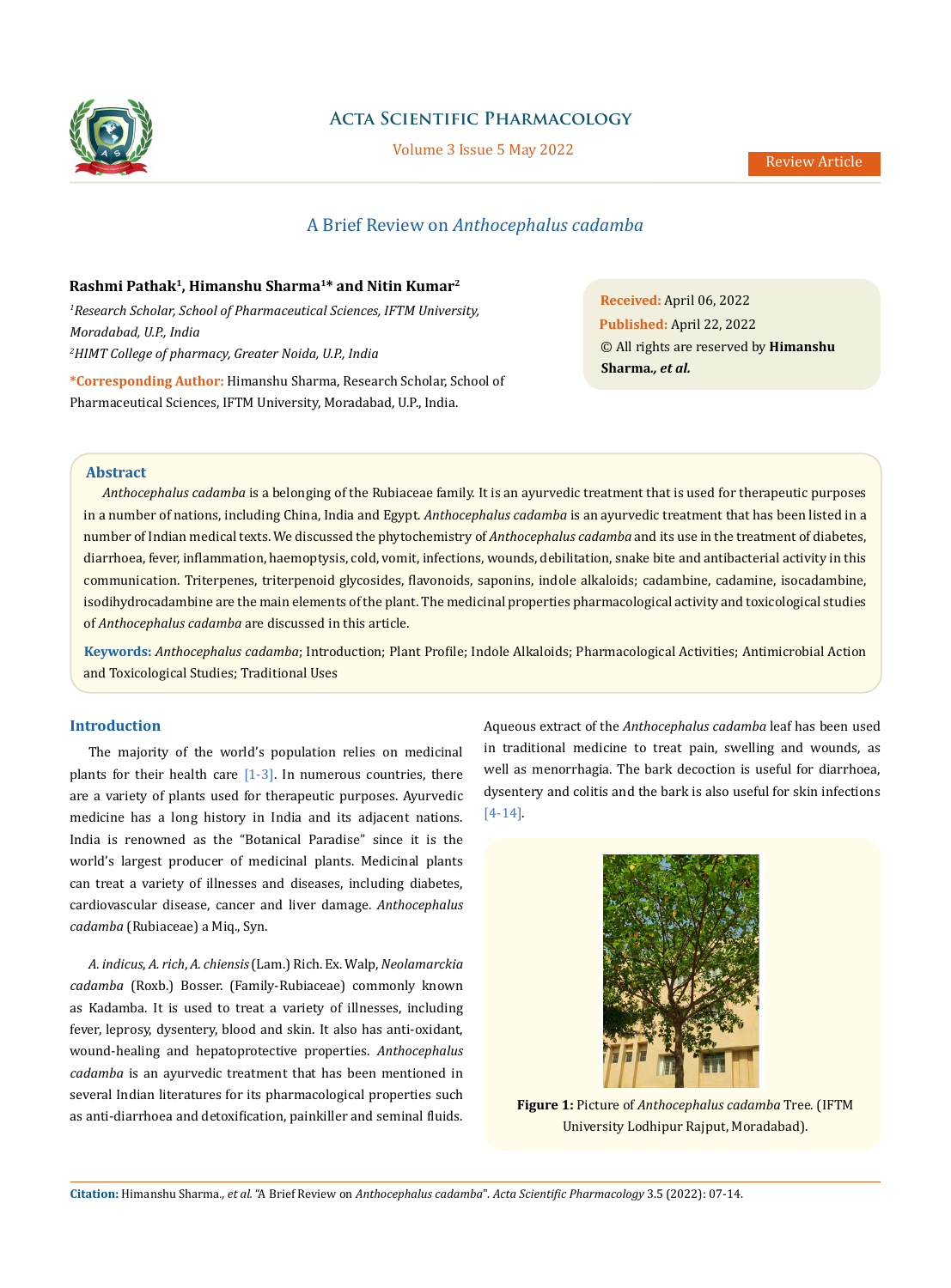# A Brief Review on *Anthocephalus cadamba*

**Rashmi Pathak[1], Himanshu Sharma[1]* and Nitin Kumar[2]**

[1]*Research Scholar, School of Pharmaceutical Sciences, IFTM University, Moradabad, U.P., India*

[2]*HIMT College of pharmacy, Greater Noida, U.P., India*

***Corresponding Author:** Himanshu Sharma, Research Scholar, School of Pharmaceutical Sciences, IFTM University, Moradabad, U.P., India.

**Received:** April 06, 2022

**Published:** April 22, 2022

© All rights are reserved by **Himanshu Sharma*., et al.***

## Abstract

*Anthocephalus cadamba* is a belonging of the Rubiaceae family. It is an ayurvedic treatment that is used for therapeutic purposes in a number of nations, including China, India and Egypt. *Anthocephalus cadamba* is an ayurvedic treatment that has been listed in a number of Indian medical texts. We discussed the phytochemistry of *Anthocephalus cadamba* and its use in the treatment of diabetes, diarrhoea, fever, inflammation, haemoptysis, cold, vomit, infections, wounds, debilitation, snake bite and antibacterial activity in this communication. Triterpenes, triterpenoid glycosides, flavonoids, saponins, indole alkaloids; cadambine, cadamine, isocadambine, isodihydrocadambine are the main elements of the plant. The medicinal properties pharmacological activity and toxicological studies of *Anthocephalus cadamba* are discussed in this article.

**Keywords:** *Anthocephalus cadamba*; Introduction; Plant Profile; Indole Alkaloids; Pharmacological Activities; Antimicrobial Action and Toxicological Studies; Traditional Uses

## Introduction

The majority of the world's population relies on medicinal plants for their health care [1-3]. In numerous countries, there are a variety of plants used for therapeutic purposes. Ayurvedic medicine has a long history in India and its adjacent nations. India is renowned as the "Botanical Paradise" since it is the world's largest producer of medicinal plants. Medicinal plants can treat a variety of illnesses and diseases, including diabetes, cardiovascular disease, cancer and liver damage. *Anthocephalus cadamba* (Rubiaceae) a Miq., Syn.

*A. indicus, A. rich, A. chiensis* (Lam.) Rich. Ex. Walp, *Neolamarckia cadamba* (Roxb.) Bosser. (Family-Rubiaceae) commonly known as Kadamba. It is used to treat a variety of illnesses, including fever, leprosy, dysentery, blood and skin. It also has anti-oxidant, wound-healing and hepatoprotective properties. *Anthocephalus cadamba* is an ayurvedic treatment that has been mentioned in several Indian literatures for its pharmacological properties such as anti-diarrhoea and detoxification, painkiller and seminal fluids. Aqueous extract of the *Anthocephalus cadamba* leaf has been used in traditional medicine to treat pain, swelling and wounds, as well as menorrhagia. The bark decoction is useful for diarrhoea, dysentery and colitis and the bark is also useful for skin infections [4-14].

**Figure 1:** Picture of *Anthocephalus cadamba* Tree. (IFTM University Lodhipur Rajput, Moradabad).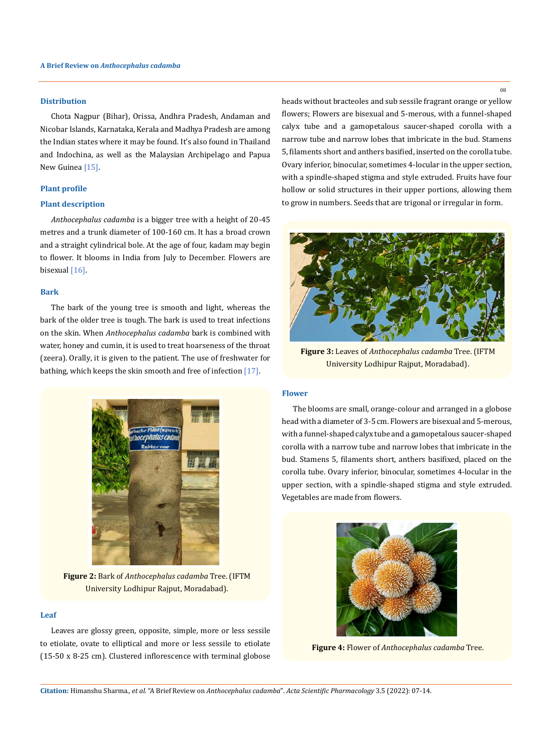### Distribution

Chota Nagpur (Bihar), Orissa, Andhra Pradesh, Andaman and Nicobar Islands, Karnataka, Kerala and Madhya Pradesh are among the Indian states where it may be found. It's also found in Thailand and Indochina, as well as the Malaysian Archipelago and Papua New Guinea [15].

### Plant profile

### Plant description

*Anthocephalus cadamba* is a bigger tree with a height of 20-45 metres and a trunk diameter of 100-160 cm. It has a broad crown and a straight cylindrical bole. At the age of four, kadam may begin to flower. It blooms in India from July to December. Flowers are bisexual [16].

### Bark

The bark of the young tree is smooth and light, whereas the bark of the older tree is tough. The bark is used to treat infections on the skin. When *Anthocephalus cadamba* bark is combined with water, honey and cumin, it is used to treat hoarseness of the throat (zeera). Orally, it is given to the patient. The use of freshwater for bathing, which keeps the skin smooth and free of infection [17].

**Figure 2:** Bark of *Anthocephalus cadamba* Tree. (IFTM University Lodhipur Rajput, Moradabad).

### Leaf

Leaves are glossy green, opposite, simple, more or less sessile to etiolate, ovate to elliptical and more or less sessile to etiolate (15-50 x 8-25 cm). Clustered inflorescence with terminal globose heads without bracteoles and sub sessile fragrant orange or yellow flowers; Flowers are bisexual and 5-merous, with a funnel-shaped calyx tube and a gamopetalous saucer-shaped corolla with a narrow tube and narrow lobes that imbricate in the bud. Stamens 5, filaments short and anthers basified, inserted on the corolla tube. Ovary inferior, binocular, sometimes 4-locular in the upper section, with a spindle-shaped stigma and style extruded. Fruits have four hollow or solid structures in their upper portions, allowing them to grow in numbers. Seeds that are trigonal or irregular in form.

**Figure 3:** Leaves of *Anthocephalus cadamba* Tree. (IFTM University Lodhipur Rajput, Moradabad).

### Flower

The blooms are small, orange-colour and arranged in a globose head with a diameter of 3-5 cm. Flowers are bisexual and 5-merous, with a funnel-shaped calyx tube and a gamopetalous saucer-shaped corolla with a narrow tube and narrow lobes that imbricate in the bud. Stamens 5, filaments short, anthers basifixed, placed on the corolla tube. Ovary inferior, binocular, sometimes 4-locular in the upper section, with a spindle-shaped stigma and style extruded. Vegetables are made from flowers.

**Figure 4:** Flower of *Anthocephalus cadamba* Tree.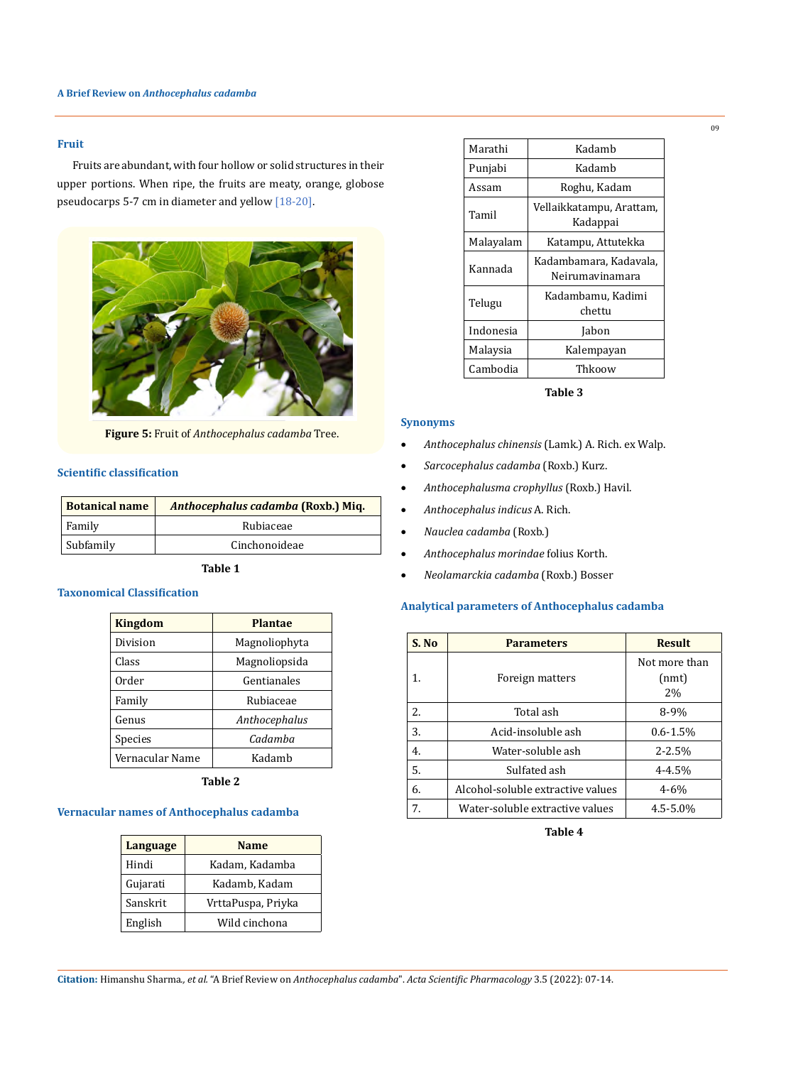### Fruit

Fruits are abundant, with four hollow or solid structures in their upper portions. When ripe, the fruits are meaty, orange, globose pseudocarps 5-7 cm in diameter and yellow [18-20].

**Figure 5:** Fruit of *Anthocephalus cadamba* Tree.

### Scientific classification

| Botanical name | *Anthocephalus cadamba* (Roxb.) Miq. |
|---|---|
| Family | Rubiaceae |
| Subfamily | Cinchonoideae |

**Table 1**

### Taxonomical Classification

| Kingdom | Plantae |
|---|---|
| Division | Magnoliophyta |
| Class | Magnoliopsida |
| Order | Gentianales |
| Family | Rubiaceae |
| Genus | *Anthocephalus* |
| Species | *Cadamba* |
| Vernacular Name | Kadamb |

**Table 2**

### Vernacular names of Anthocephalus cadamba

| Language | Name |
|---|---|
| Hindi | Kadam, Kadamba |
| Gujarati | Kadamb, Kadam |
| Sanskrit | VrttaPuspa, Priyka |
| English | Wild cinchona |
| Marathi | Kadamb |
| Punjabi | Kadamb |
| Assam | Roghu, Kadam |
| Tamil | Vellaikkatampu, Arattam, Kadappai |
| Malayalam | Katampu, Attutekka |
| Kannada | Kadambamara, Kadavala, Neirumavinamara |
| Telugu | Kadambamu, Kadimi chettu |
| Indonesia | Jabon |
| Malaysia | Kalempayan |
| Cambodia | Thkoow |

**Table 3**

### Synonyms

- *Anthocephalus chinensis* (Lamk.) A. Rich. ex Walp.
- *Sarcocephalus cadamba* (Roxb.) Kurz.
- *Anthocephalusma crophyllus* (Roxb.) Havil.
- *Anthocephalus indicus* A. Rich.
- *Nauclea cadamba* (Roxb.)
- *Anthocephalus morindae* folius Korth.
- *Neolamarckia cadamba* (Roxb.) Bosser

### Analytical parameters of Anthocephalus cadamba

| S. No | Parameters | Result |
|---|---|---|
| 1. | Foreign matters | Not more than (nmt) 2% |
| 2. | Total ash | 8-9% |
| 3. | Acid-insoluble ash | 0.6-1.5% |
| 4. | Water-soluble ash | 2-2.5% |
| 5. | Sulfated ash | 4-4.5% |
| 6. | Alcohol-soluble extractive values | 4-6% |
| 7. | Water-soluble extractive values | 4.5-5.0% |

**Table 4**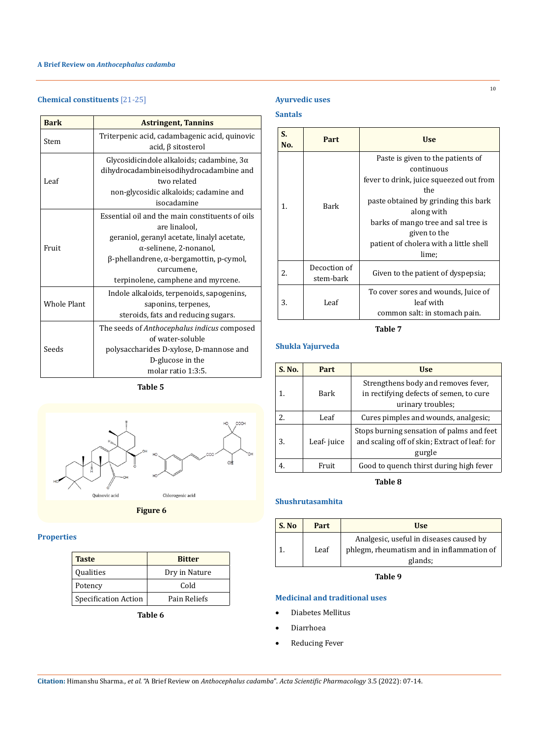### Chemical constituents [21-25]

| Bark | Astringent, Tannins |
|---|---|
| Stem | Triterpenic acid, cadambagenic acid, quinovic acid, β sitosterol |
| Leaf | Glycosidicindole alkaloids; cadambine, 3α dihydrocadambineisodihydrocadambine and two related non-glycosidic alkaloids; cadamine and isocadamine |
| Fruit | Essential oil and the main constituents of oils are linalool, geraniol, geranyl acetate, linalyl acetate, α-selinene, 2-nonanol, β-phellandrene, α-bergamottin, p-cymol, curcumene, terpinolene, camphene and myrcene. |
| Whole Plant | Indole alkaloids, terpenoids, sapogenins, saponins, terpenes, steroids, fats and reducing sugars. |
| Seeds | The seeds of *Anthocephalus indicus* composed of water-soluble polysaccharides D-xylose, D-mannose and D-glucose in the molar ratio 1:3:5. |

**Table 5**

Figure 6

### Properties

| Taste | Bitter |
|---|---|
| Qualities | Dry in Nature |
| Potency | Cold |
| Specification Action | Pain Reliefs |

**Table 6**

### Ayurvedic uses

#### Santals

| S. No. | Part | Use |
|---|---|---|
| 1. | Bark | Paste is given to the patients of continuous fever to drink, juice squeezed out from the paste obtained by grinding this bark along with barks of mango tree and sal tree is given to the patient of cholera with a little shell lime; |
| 2. | Decoction of stem-bark | Given to the patient of dyspepsia; |
| 3. | Leaf | To cover sores and wounds, Juice of leaf with common salt: in stomach pain. |

**Table 7**

#### Shukla Yajurveda

| S. No. | Part | Use |
|---|---|---|
| 1. | Bark | Strengthens body and removes fever, in rectifying defects of semen, to cure urinary troubles; |
| 2. | Leaf | Cures pimples and wounds, analgesic; |
| 3. | Leaf- juice | Stops burning sensation of palms and feet and scaling off of skin; Extract of leaf: for gurgle |
| 4. | Fruit | Good to quench thirst during high fever |

**Table 8**

#### Shushrutasamhita

| S. No | Part | Use |
|---|---|---|
| 1. | Leaf | Analgesic, useful in diseases caused by phlegm, rheumatism and in inflammation of glands; |

**Table 9**

### Medicinal and traditional uses

- Diabetes Mellitus
- Diarrhoea
- Reducing Fever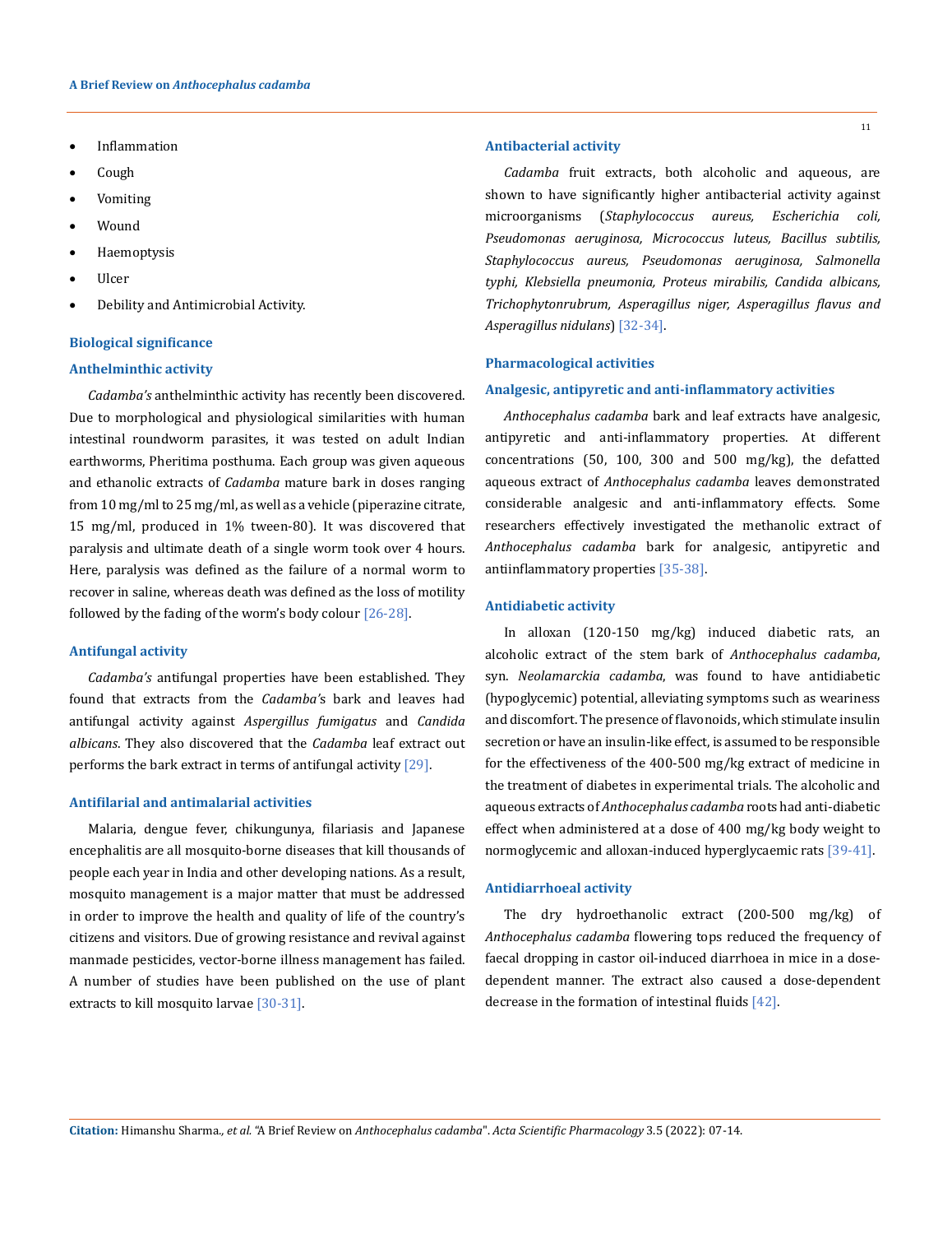- Inflammation
- Cough
- Vomiting
- Wound
- Haemoptysis
- Ulcer
- Debility and Antimicrobial Activity.

## Biological significance

### Anthelminthic activity

*Cadamba's* anthelminthic activity has recently been discovered. Due to morphological and physiological similarities with human intestinal roundworm parasites, it was tested on adult Indian earthworms, Pheritima posthuma. Each group was given aqueous and ethanolic extracts of *Cadamba* mature bark in doses ranging from 10 mg/ml to 25 mg/ml, as well as a vehicle (piperazine citrate, 15 mg/ml, produced in 1% tween-80). It was discovered that paralysis and ultimate death of a single worm took over 4 hours. Here, paralysis was defined as the failure of a normal worm to recover in saline, whereas death was defined as the loss of motility followed by the fading of the worm's body colour [26-28].

### Antifungal activity

*Cadamba's* antifungal properties have been established. They found that extracts from the *Cadamba's* bark and leaves had antifungal activity against *Aspergillus fumigatus* and *Candida albicans*. They also discovered that the *Cadamba* leaf extract out performs the bark extract in terms of antifungal activity [29].

### Antifilarial and antimalarial activities

Malaria, dengue fever, chikungunya, filariasis and Japanese encephalitis are all mosquito-borne diseases that kill thousands of people each year in India and other developing nations. As a result, mosquito management is a major matter that must be addressed in order to improve the health and quality of life of the country's citizens and visitors. Due of growing resistance and revival against manmade pesticides, vector-borne illness management has failed. A number of studies have been published on the use of plant extracts to kill mosquito larvae [30-31].

### Antibacterial activity

*Cadamba* fruit extracts, both alcoholic and aqueous, are shown to have significantly higher antibacterial activity against microorganisms (*Staphylococcus aureus, Escherichia coli, Pseudomonas aeruginosa, Micrococcus luteus, Bacillus subtilis, Staphylococcus aureus, Pseudomonas aeruginosa, Salmonella typhi, Klebsiella pneumonia, Proteus mirabilis, Candida albicans, Trichophytonrubrum, Asperagillus niger, Asperagillus flavus and Asperagillus nidulans*) [32-34].

## Pharmacological activities

### Analgesic, antipyretic and anti-inflammatory activities

*Anthocephalus cadamba* bark and leaf extracts have analgesic, antipyretic and anti-inflammatory properties. At different concentrations (50, 100, 300 and 500 mg/kg), the defatted aqueous extract of *Anthocephalus cadamba* leaves demonstrated considerable analgesic and anti-inflammatory effects. Some researchers effectively investigated the methanolic extract of *Anthocephalus cadamba* bark for analgesic, antipyretic and antiinflammatory properties [35-38].

### Antidiabetic activity

In alloxan (120-150 mg/kg) induced diabetic rats, an alcoholic extract of the stem bark of *Anthocephalus cadamba*, syn. *Neolamarckia cadamba*, was found to have antidiabetic (hypoglycemic) potential, alleviating symptoms such as weariness and discomfort. The presence of flavonoids, which stimulate insulin secretion or have an insulin-like effect, is assumed to be responsible for the effectiveness of the 400-500 mg/kg extract of medicine in the treatment of diabetes in experimental trials. The alcoholic and aqueous extracts of *Anthocephalus cadamba* roots had anti-diabetic effect when administered at a dose of 400 mg/kg body weight to normoglycemic and alloxan-induced hyperglycaemic rats [39-41].

### Antidiarrhoeal activity

The dry hydroethanolic extract (200-500 mg/kg) of *Anthocephalus cadamba* flowering tops reduced the frequency of faecal dropping in castor oil-induced diarrhoea in mice in a dose-dependent manner. The extract also caused a dose-dependent decrease in the formation of intestinal fluids [42].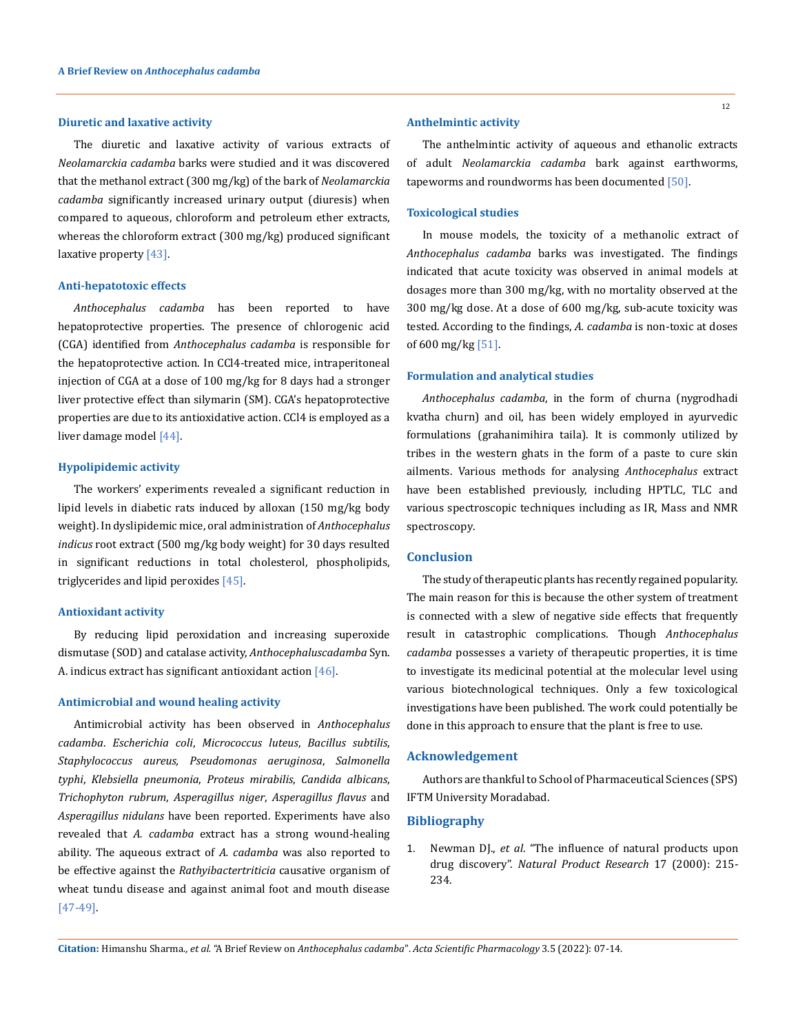### Diuretic and laxative activity

The diuretic and laxative activity of various extracts of *Neolamarckia cadamba* barks were studied and it was discovered that the methanol extract (300 mg/kg) of the bark of *Neolamarckia cadamba* significantly increased urinary output (diuresis) when compared to aqueous, chloroform and petroleum ether extracts, whereas the chloroform extract (300 mg/kg) produced significant laxative property [43].

### Anti-hepatotoxic effects

*Anthocephalus cadamba* has been reported to have hepatoprotective properties. The presence of chlorogenic acid (CGA) identified from *Anthocephalus cadamba* is responsible for the hepatoprotective action. In $CCl_4$-treated mice, intraperitoneal injection of CGA at a dose of 100 mg/kg for 8 days had a stronger liver protective effect than silymarin (SM). CGA's hepatoprotective properties are due to its antioxidative action. $CCl_4$ is employed as a liver damage model [44].

### Hypolipidemic activity

The workers' experiments revealed a significant reduction in lipid levels in diabetic rats induced by alloxan (150 mg/kg body weight). In dyslipidemic mice, oral administration of *Anthocephalus indicus* root extract (500 mg/kg body weight) for 30 days resulted in significant reductions in total cholesterol, phospholipids, triglycerides and lipid peroxides [45].

### Antioxidant activity

By reducing lipid peroxidation and increasing superoxide dismutase (SOD) and catalase activity, *Anthocephaluscadamba* Syn. A. indicus extract has significant antioxidant action [46].

### Antimicrobial and wound healing activity

Antimicrobial activity has been observed in *Anthocephalus cadamba*. *Escherichia coli*, *Micrococcus luteus*, *Bacillus subtilis*, *Staphylococcus aureus, Pseudomonas aeruginosa*, *Salmonella typhi*, *Klebsiella pneumonia*, *Proteus mirabilis*, *Candida albicans*, *Trichophyton rubrum*, *Asperagillus niger*, *Asperagillus flavus* and *Asperagillus nidulans* have been reported. Experiments have also revealed that *A. cadamba* extract has a strong wound-healing ability. The aqueous extract of *A. cadamba* was also reported to be effective against the *Rathyibactertriticia* causative organism of wheat tundu disease and against animal foot and mouth disease [47-49].

### Anthelmintic activity

The anthelmintic activity of aqueous and ethanolic extracts of adult *Neolamarckia cadamba* bark against earthworms, tapeworms and roundworms has been documented [50].

### Toxicological studies

In mouse models, the toxicity of a methanolic extract of *Anthocephalus cadamba* barks was investigated. The findings indicated that acute toxicity was observed in animal models at dosages more than 300 mg/kg, with no mortality observed at the 300 mg/kg dose. At a dose of 600 mg/kg, sub-acute toxicity was tested. According to the findings, *A. cadamba* is non-toxic at doses of 600 mg/kg [51].

### Formulation and analytical studies

*Anthocephalus cadamba*, in the form of churna (nygrodhadi kvatha churn) and oil, has been widely employed in ayurvedic formulations (grahanimihira taila). It is commonly utilized by tribes in the western ghats in the form of a paste to cure skin ailments. Various methods for analysing *Anthocephalus* extract have been established previously, including HPTLC, TLC and various spectroscopic techniques including as IR, Mass and NMR spectroscopy.

## Conclusion

The study of therapeutic plants has recently regained popularity. The main reason for this is because the other system of treatment is connected with a slew of negative side effects that frequently result in catastrophic complications. Though *Anthocephalus cadamba* possesses a variety of therapeutic properties, it is time to investigate its medicinal potential at the molecular level using various biotechnological techniques. Only a few toxicological investigations have been published. The work could potentially be done in this approach to ensure that the plant is free to use.

## Acknowledgement

Authors are thankful to School of Pharmaceutical Sciences (SPS) IFTM University Moradabad.

## Bibliography

1. Newman DJ., *et al*. "The influence of natural products upon drug discovery". *Natural Product Research* 17 (2000): 215-234.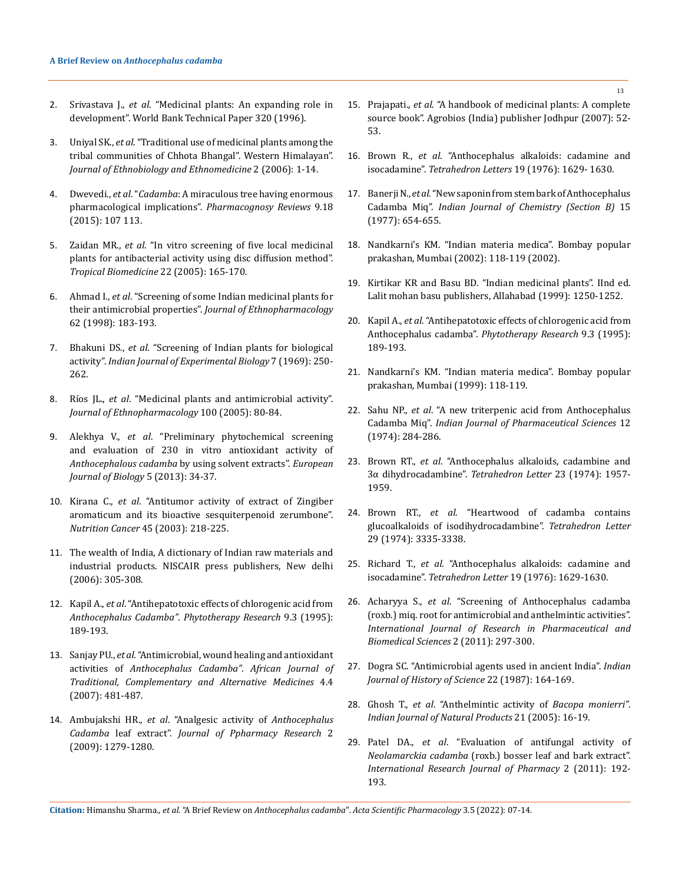2. Srivastava J., *et al*. "Medicinal plants: An expanding role in development". World Bank Technical Paper 320 (1996).
3. Uniyal SK., *et al*. "Traditional use of medicinal plants among the tribal communities of Chhota Bhangal". Western Himalayan". *Journal of Ethnobiology and Ethnomedicine* 2 (2006): 1-14.
4. Dwevedi., *et al*. "*Cadamba*: A miraculous tree having enormous pharmacological implications". *Pharmacognosy Reviews* 9.18 (2015): 107 113.
5. Zaidan MR., *et al*. "In vitro screening of five local medicinal plants for antibacterial activity using disc diffusion method". *Tropical Biomedicine* 22 (2005): 165-170.
6. Ahmad I., *et al*. "Screening of some Indian medicinal plants for their antimicrobial properties". *Journal of Ethnopharmacology* 62 (1998): 183-193.
7. Bhakuni DS., *et al*. "Screening of Indian plants for biological activity". *Indian Journal of Experimental Biology* 7 (1969): 250-262.
8. Ríos JL., *et al*. "Medicinal plants and antimicrobial activity". *Journal of Ethnopharmacology* 100 (2005): 80-84.
9. Alekhya V., *et al*. "Preliminary phytochemical screening and evaluation of 230 in vitro antioxidant activity of *Anthocephalous cadamba* by using solvent extracts". *European Journal of Biology* 5 (2013): 34-37.
10. Kirana C., *et al*. "Antitumor activity of extract of Zingiber aromaticum and its bioactive sesquiterpenoid zerumbone". *Nutrition Cancer* 45 (2003): 218-225.
11. The wealth of India, A dictionary of Indian raw materials and industrial products. NISCAIR press publishers, New delhi (2006): 305-308.
12. Kapil A., *et al*. "Antihepatotoxic effects of chlorogenic acid from *Anthocephalus Cadamba"*. *Phytotherapy Research* 9.3 (1995): 189-193.
13. Sanjay PU., *et al*. "Antimicrobial, wound healing and antioxidant activities of *Anthocephalus Cadamba"*. *African Journal of Traditional, Complementary and Alternative Medicines* 4.4 (2007): 481-487.
14. Ambujakshi HR., *et al*. "Analgesic activity of *Anthocephalus Cadamba* leaf extract". *Journal of Ppharmacy Research* 2 (2009): 1279-1280.
15. Prajapati., *et al*. "A handbook of medicinal plants: A complete source book". Agrobios (India) publisher Jodhpur (2007): 52-53.
16. Brown R., *et al*. "Anthocephalus alkaloids: cadamine and isocadamine". *Tetrahedron Letters* 19 (1976): 1629- 1630.
17. Banerji N., *et al*. "New saponin from stem bark of Anthocephalus Cadamba Miq". *Indian Journal of Chemistry (Section B)* 15 (1977): 654-655.
18. Nandkarni's KM. "Indian materia medica". Bombay popular prakashan, Mumbai (2002): 118-119 (2002).
19. Kirtikar KR and Basu BD. "Indian medicinal plants". IInd ed. Lalit mohan basu publishers, Allahabad (1999): 1250-1252.
20. Kapil A., *et al*. "Antihepatotoxic effects of chlorogenic acid from Anthocephalus cadamba". *Phytotherapy Research* 9.3 (1995): 189-193.
21. Nandkarni's KM. "Indian materia medica". Bombay popular prakashan, Mumbai (1999): 118-119.
22. Sahu NP., *et al*. "A new triterpenic acid from Anthocephalus Cadamba Miq". *Indian Journal of Pharmaceutical Sciences* 12 (1974): 284-286.
23. Brown RT., *et al*. "Anthocephalus alkaloids, cadambine and 3α dihydrocadambine". *Tetrahedron Letter* 23 (1974): 1957-1959.
24. Brown RT., *et al*. "Heartwood of cadamba contains glucoalkaloids of isodihydrocadambine". *Tetrahedron Letter* 29 (1974): 3335-3338.
25. Richard T., *et al*. "Anthocephalus alkaloids: cadamine and isocadamine". *Tetrahedron Letter* 19 (1976): 1629-1630.
26. Acharyya S., *et al*. "Screening of Anthocephalus cadamba (roxb.) miq. root for antimicrobial and anthelmintic activities". *International Journal of Research in Pharmaceutical and Biomedical Sciences* 2 (2011): 297-300.
27. Dogra SC. "Antimicrobial agents used in ancient India". *Indian Journal of History of Science* 22 (1987): 164-169.
28. Ghosh T., *et al*. "Anthelmintic activity of *Bacopa monierri"*. *Indian Journal of Natural Products* 21 (2005): 16-19.
29. Patel DA., *et al*. "Evaluation of antifungal activity of *Neolamarckia cadamba* (roxb.) bosser leaf and bark extract". *International Research Journal of Pharmacy* 2 (2011): 192-193.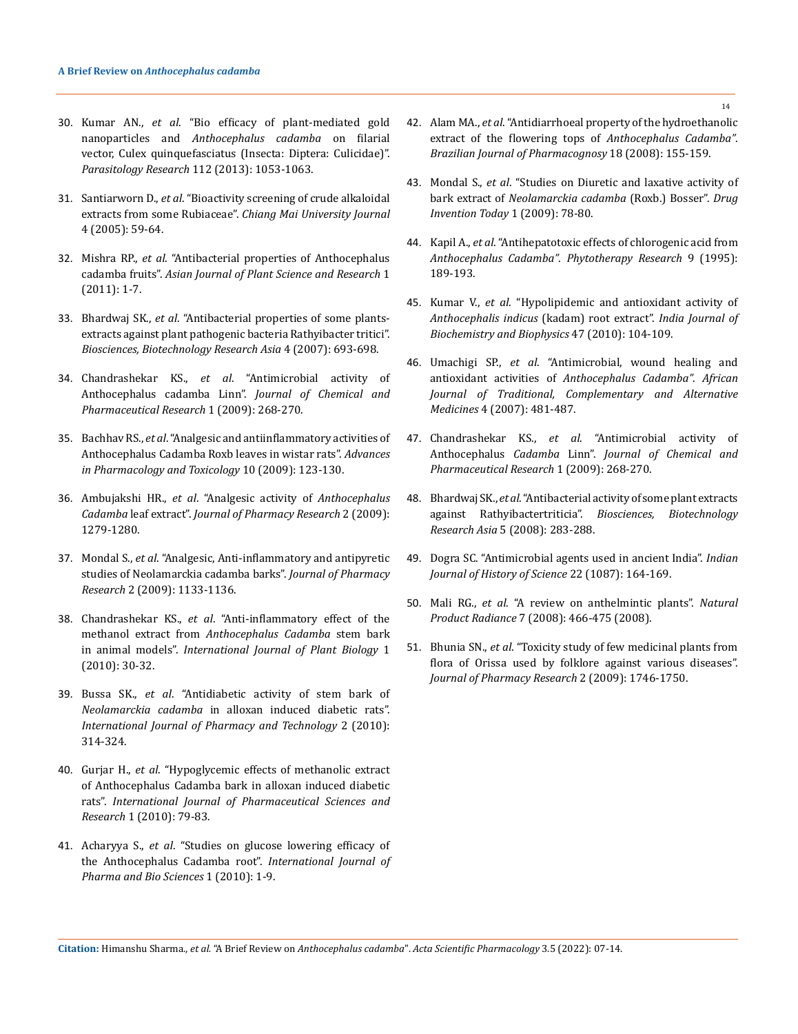30. Kumar AN., *et al*. "Bio efficacy of plant-mediated gold nanoparticles and *Anthocephalus cadamba* on filarial vector, Culex quinquefasciatus (Insecta: Diptera: Culicidae)". *Parasitology Research* 112 (2013): 1053-1063.

31. Santiarworn D., *et al*. "Bioactivity screening of crude alkaloidal extracts from some Rubiaceae". *Chiang Mai University Journal* 4 (2005): 59-64.

32. Mishra RP., *et al*. "Antibacterial properties of Anthocephalus cadamba fruits". *Asian Journal of Plant Science and Research* 1 (2011): 1-7.

33. Bhardwaj SK., *et al*. "Antibacterial properties of some plants-extracts against plant pathogenic bacteria Rathyibacter tritici". *Biosciences, Biotechnology Research Asia* 4 (2007): 693-698.

34. Chandrashekar KS., *et al*. "Antimicrobial activity of Anthocephalus cadamba Linn". *Journal of Chemical and Pharmaceutical Research* 1 (2009): 268-270.

35. Bachhav RS., *et al*. "Analgesic and antiinflammatory activities of Anthocephalus Cadamba Roxb leaves in wistar rats". *Advances in Pharmacology and Toxicology* 10 (2009): 123-130.

36. Ambujakshi HR., *et al*. "Analgesic activity of *Anthocephalus Cadamba* leaf extract". *Journal of Pharmacy Research* 2 (2009): 1279-1280.

37. Mondal S., *et al*. "Analgesic, Anti-inflammatory and antipyretic studies of Neolamarckia cadamba barks". *Journal of Pharmacy Research* 2 (2009): 1133-1136.

38. Chandrashekar KS., *et al*. "Anti-inflammatory effect of the methanol extract from *Anthocephalus Cadamba* stem bark in animal models". *International Journal of Plant Biology* 1 (2010): 30-32.

39. Bussa SK., *et al*. "Antidiabetic activity of stem bark of *Neolamarckia cadamba* in alloxan induced diabetic rats". *International Journal of Pharmacy and Technology* 2 (2010): 314-324.

40. Gurjar H., *et al*. "Hypoglycemic effects of methanolic extract of Anthocephalus Cadamba bark in alloxan induced diabetic rats". *International Journal of Pharmaceutical Sciences and Research* 1 (2010): 79-83.

41. Acharyya S., *et al*. "Studies on glucose lowering efficacy of the Anthocephalus Cadamba root". *International Journal of Pharma and Bio Sciences* 1 (2010): 1-9.

42. Alam MA., *et al*. "Antidiarrhoeal property of the hydroethanolic extract of the flowering tops of *Anthocephalus Cadamba"*. *Brazilian Journal of Pharmacognosy* 18 (2008): 155-159.

43. Mondal S., *et al*. "Studies on Diuretic and laxative activity of bark extract of *Neolamarckia cadamba* (Roxb.) Bosser". *Drug Invention Today* 1 (2009): 78-80.

44. Kapil A., *et al*. "Antihepatotoxic effects of chlorogenic acid from *Anthocephalus Cadamba". Phytotherapy Research* 9 (1995): 189-193.

45. Kumar V., *et al*. "Hypolipidemic and antioxidant activity of *Anthocephalis indicus* (kadam) root extract". *India Journal of Biochemistry and Biophysics* 47 (2010): 104-109.

46. Umachigi SP., *et al*. "Antimicrobial, wound healing and antioxidant activities of *Anthocephalus Cadamba". African Journal of Traditional, Complementary and Alternative Medicines* 4 (2007): 481-487.

47. Chandrashekar KS., *et al*. "Antimicrobial activity of Anthocephalus *Cadamba* Linn". *Journal of Chemical and Pharmaceutical Research* 1 (2009): 268-270.

48. Bhardwaj SK., *et al*. "Antibacterial activity of some plant extracts against Rathyibactertriticia". *Biosciences, Biotechnology Research Asia* 5 (2008): 283-288.

49. Dogra SC. "Antimicrobial agents used in ancient India". *Indian Journal of History of Science* 22 (1087): 164-169.

50. Mali RG., *et al*. "A review on anthelmintic plants". *Natural Product Radiance* 7 (2008): 466-475 (2008).

51. Bhunia SN., *et al*. "Toxicity study of few medicinal plants from flora of Orissa used by folklore against various diseases". *Journal of Pharmacy Research* 2 (2009): 1746-1750.